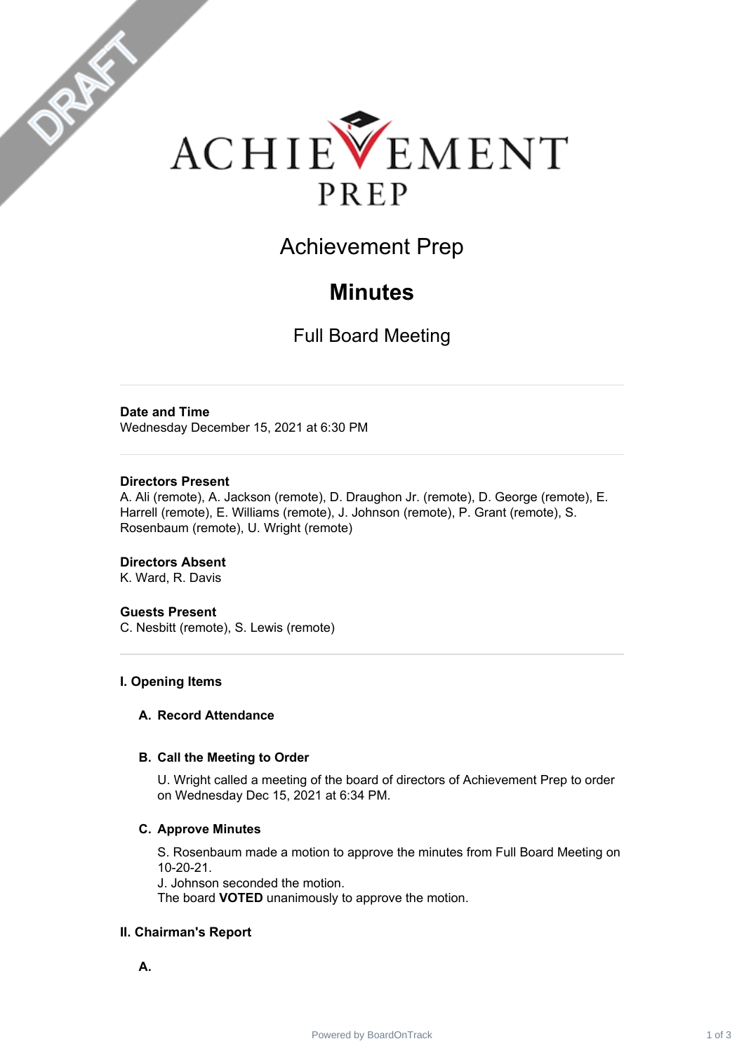# Achievement Prep

## Minutes

### Full Board Meeting

---

**Date and Time**
Wednesday December 15, 2021 at 6:30 PM

---

**Directors Present**
A. Ali (remote), A. Jackson (remote), D. Draughon Jr. (remote), D. George (remote), E. Harrell (remote), E. Williams (remote), J. Johnson (remote), P. Grant (remote), S. Rosenbaum (remote), U. Wright (remote)

**Directors Absent**
K. Ward, R. Davis

**Guests Present**
C. Nesbitt (remote), S. Lewis (remote)

---

**I. Opening Items**

**A. Record Attendance**

**B. Call the Meeting to Order**

U. Wright called a meeting of the board of directors of Achievement Prep to order on Wednesday Dec 15, 2021 at 6:34 PM.

**C. Approve Minutes**

S. Rosenbaum made a motion to approve the minutes from Full Board Meeting on 10-20-21.
J. Johnson seconded the motion.
The board **VOTED** unanimously to approve the motion.

**II. Chairman's Report**

**A.**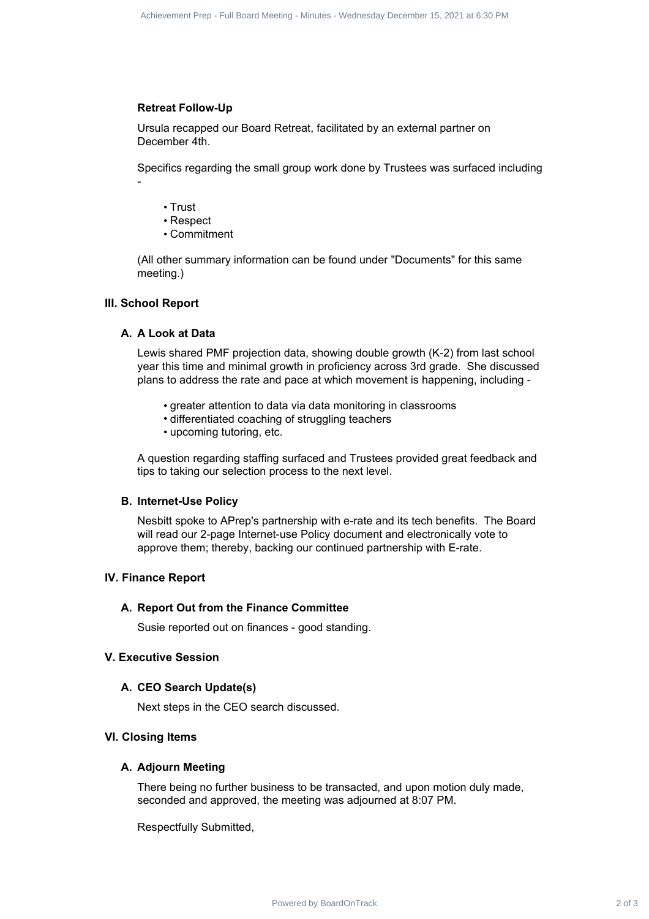### Retreat Follow-Up

Ursula recapped our Board Retreat, facilitated by an external partner on December 4th.

Specifics regarding the small group work done by Trustees was surfaced including -

- Trust
- Respect
- Commitment

(All other summary information can be found under "Documents" for this same meeting.)

## III. School Report

### A. A Look at Data

Lewis shared PMF projection data, showing double growth (K-2) from last school year this time and minimal growth in proficiency across 3rd grade. She discussed plans to address the rate and pace at which movement is happening, including -

- greater attention to data via data monitoring in classrooms
- differentiated coaching of struggling teachers
- upcoming tutoring, etc.

A question regarding staffing surfaced and Trustees provided great feedback and tips to taking our selection process to the next level.

### B. Internet-Use Policy

Nesbitt spoke to APrep's partnership with e-rate and its tech benefits. The Board will read our 2-page Internet-use Policy document and electronically vote to approve them; thereby, backing our continued partnership with E-rate.

## IV. Finance Report

### A. Report Out from the Finance Committee

Susie reported out on finances - good standing.

## V. Executive Session

### A. CEO Search Update(s)

Next steps in the CEO search discussed.

## VI. Closing Items

### A. Adjourn Meeting

There being no further business to be transacted, and upon motion duly made, seconded and approved, the meeting was adjourned at 8:07 PM.

Respectfully Submitted,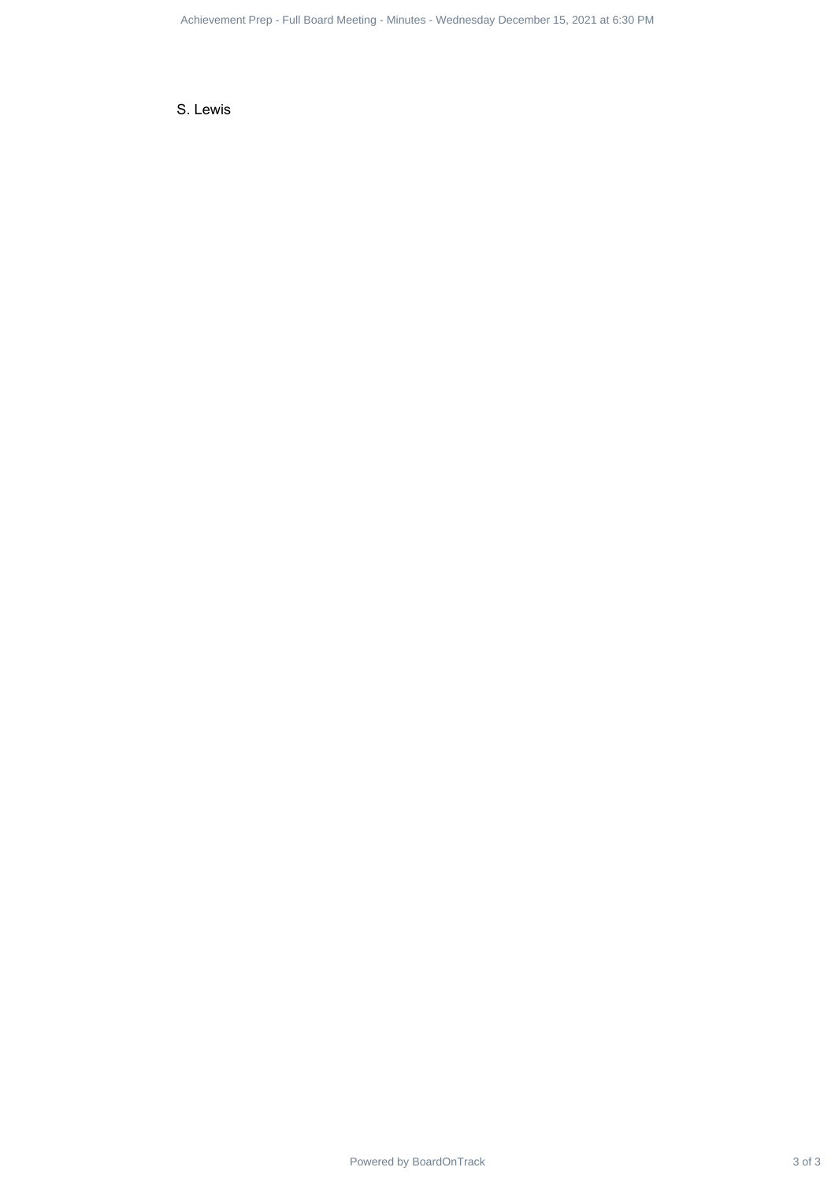S. Lewis